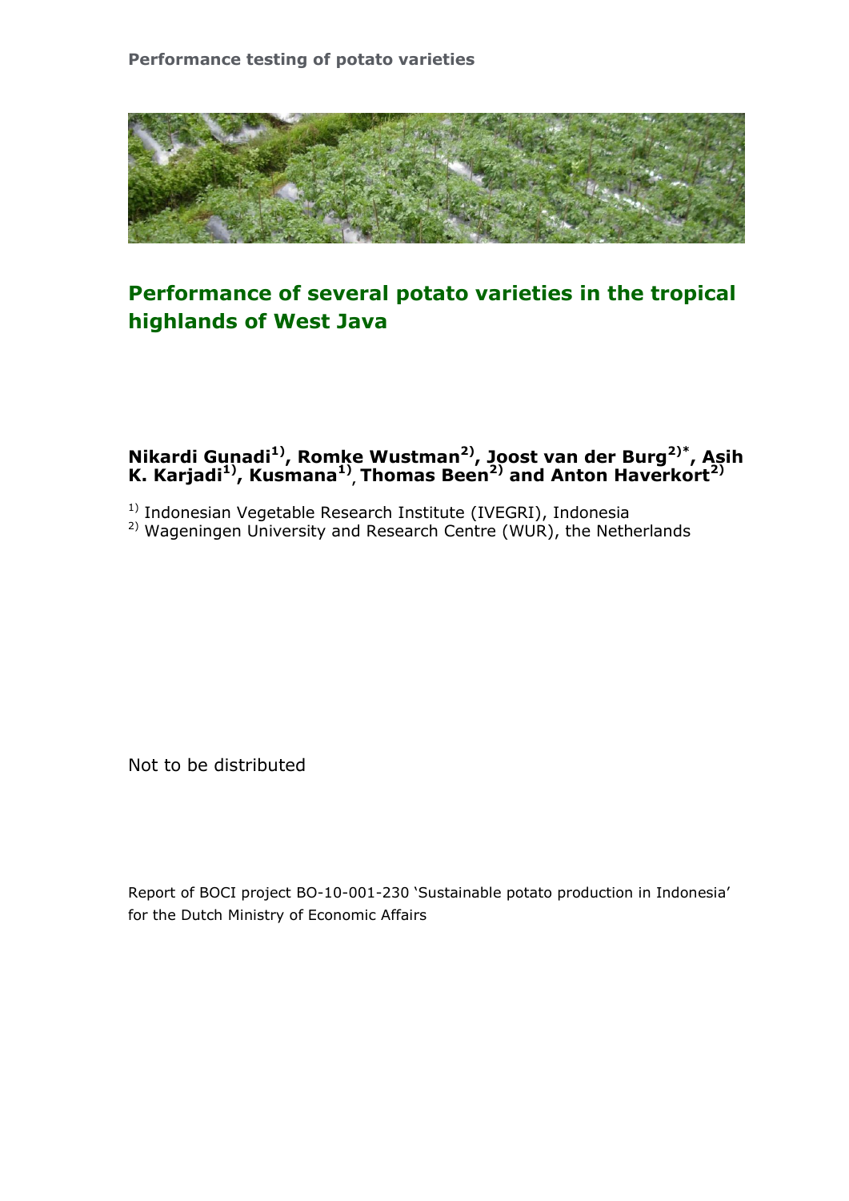# Performance of several potato varieties in the tropical highlands of West Java

**Nikardi Gunadi[1], Romke Wustman[2], Joost van der Burg[2]*, Asih K. Karjadi[1], Kusmana[1], Thomas Been[2] and Anton Haverkort[2]**

[1] Indonesian Vegetable Research Institute (IVEGRI), Indonesia
[2] Wageningen University and Research Centre (WUR), the Netherlands

Not to be distributed

Report of BOCI project BO-10-001-230 'Sustainable potato production in Indonesia' for the Dutch Ministry of Economic Affairs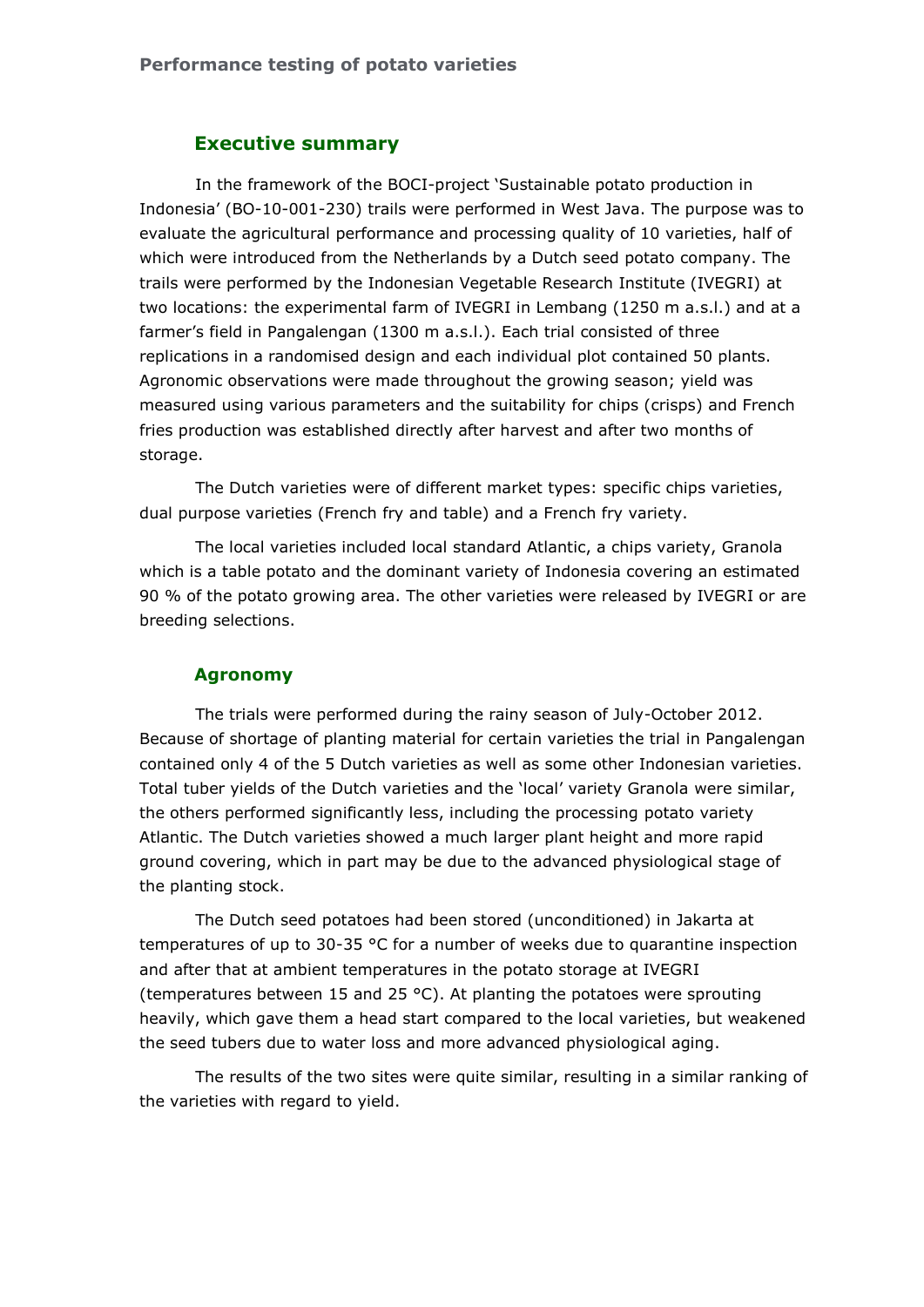## Executive summary

In the framework of the BOCI-project 'Sustainable potato production in Indonesia' (BO-10-001-230) trails were performed in West Java. The purpose was to evaluate the agricultural performance and processing quality of 10 varieties, half of which were introduced from the Netherlands by a Dutch seed potato company. The trails were performed by the Indonesian Vegetable Research Institute (IVEGRI) at two locations: the experimental farm of IVEGRI in Lembang (1250 m a.s.l.) and at a farmer's field in Pangalengan (1300 m a.s.l.). Each trial consisted of three replications in a randomised design and each individual plot contained 50 plants. Agronomic observations were made throughout the growing season; yield was measured using various parameters and the suitability for chips (crisps) and French fries production was established directly after harvest and after two months of storage.

The Dutch varieties were of different market types: specific chips varieties, dual purpose varieties (French fry and table) and a French fry variety.

The local varieties included local standard Atlantic, a chips variety, Granola which is a table potato and the dominant variety of Indonesia covering an estimated 90 % of the potato growing area. The other varieties were released by IVEGRI or are breeding selections.

### Agronomy

The trials were performed during the rainy season of July-October 2012. Because of shortage of planting material for certain varieties the trial in Pangalengan contained only 4 of the 5 Dutch varieties as well as some other Indonesian varieties. Total tuber yields of the Dutch varieties and the 'local' variety Granola were similar, the others performed significantly less, including the processing potato variety Atlantic. The Dutch varieties showed a much larger plant height and more rapid ground covering, which in part may be due to the advanced physiological stage of the planting stock.

The Dutch seed potatoes had been stored (unconditioned) in Jakarta at temperatures of up to 30-35 °C for a number of weeks due to quarantine inspection and after that at ambient temperatures in the potato storage at IVEGRI (temperatures between 15 and 25 °C). At planting the potatoes were sprouting heavily, which gave them a head start compared to the local varieties, but weakened the seed tubers due to water loss and more advanced physiological aging.

The results of the two sites were quite similar, resulting in a similar ranking of the varieties with regard to yield.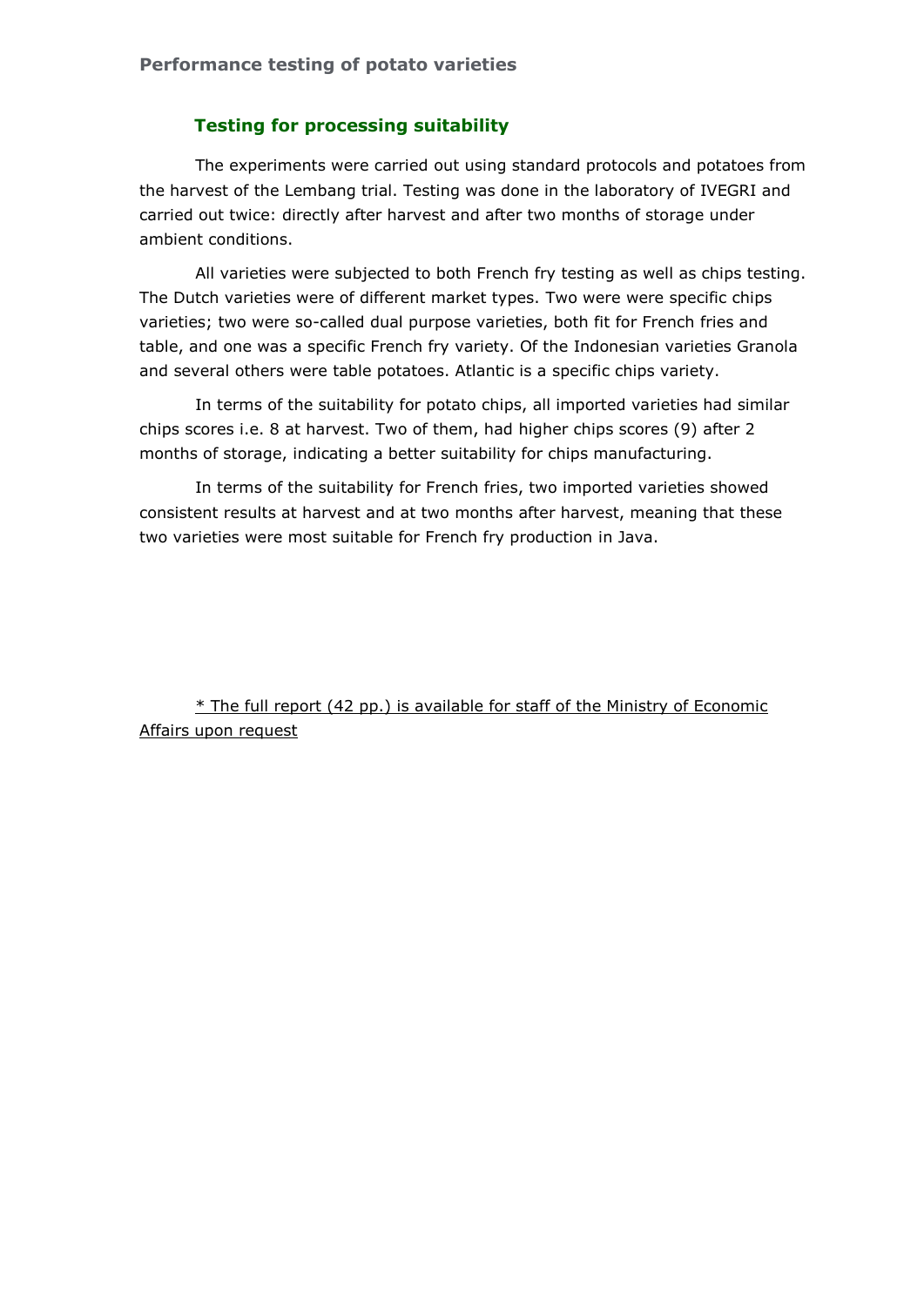## Testing for processing suitability

The experiments were carried out using standard protocols and potatoes from the harvest of the Lembang trial. Testing was done in the laboratory of IVEGRI and carried out twice: directly after harvest and after two months of storage under ambient conditions.

All varieties were subjected to both French fry testing as well as chips testing. The Dutch varieties were of different market types. Two were were specific chips varieties; two were so-called dual purpose varieties, both fit for French fries and table, and one was a specific French fry variety. Of the Indonesian varieties Granola and several others were table potatoes. Atlantic is a specific chips variety.

In terms of the suitability for potato chips, all imported varieties had similar chips scores i.e. 8 at harvest. Two of them, had higher chips scores (9) after 2 months of storage, indicating a better suitability for chips manufacturing.

In terms of the suitability for French fries, two imported varieties showed consistent results at harvest and at two months after harvest, meaning that these two varieties were most suitable for French fry production in Java.

* The full report (42 pp.) is available for staff of the Ministry of Economic Affairs upon request